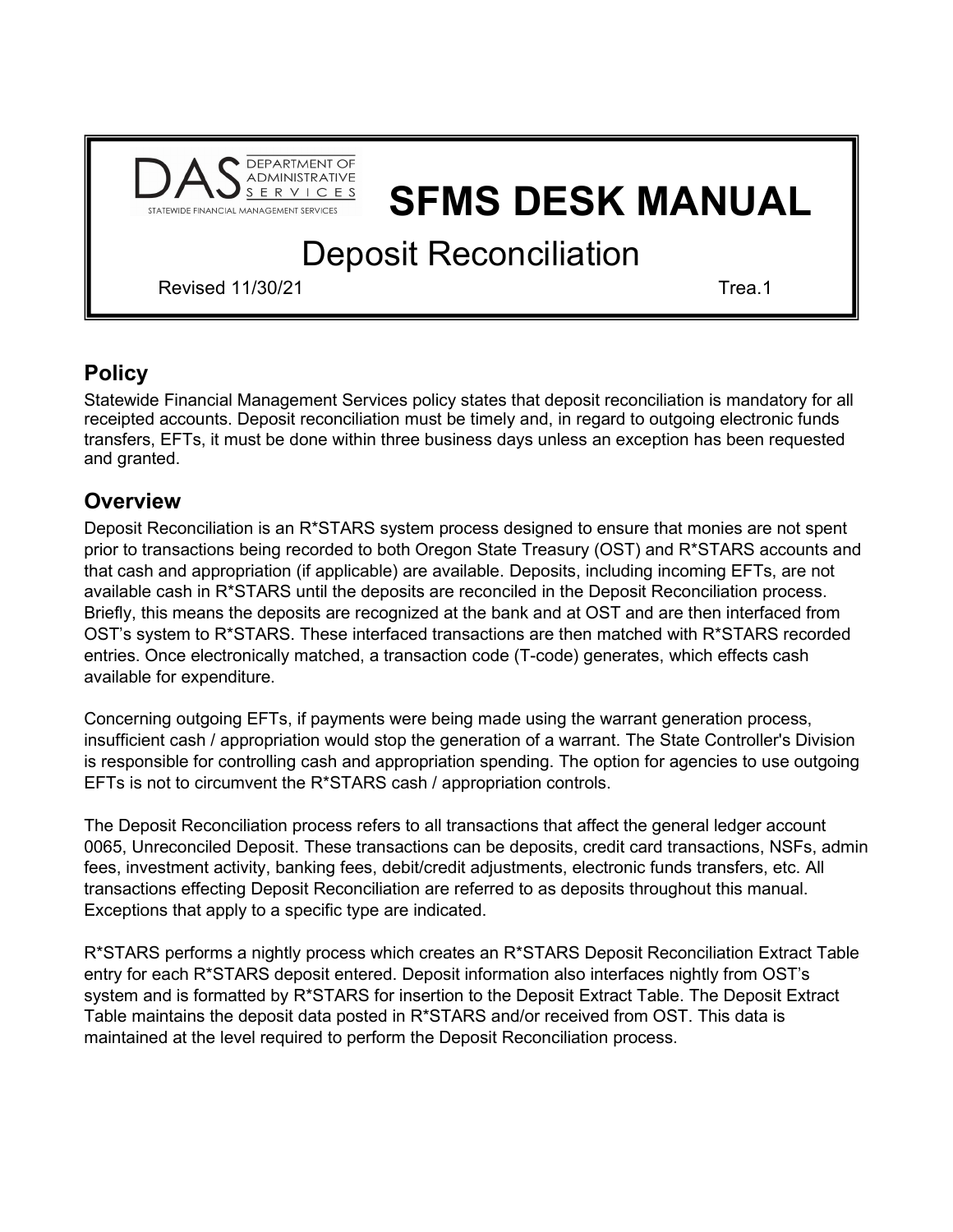DAS DEPARTMENT OF ADMINISTRATIVE SERVICES
STATEWIDE FINANCIAL MANAGEMENT SERVICES

# SFMS DESK MANUAL

## Deposit Reconciliation

Revised 11/30/21 Trea.1

## Policy

Statewide Financial Management Services policy states that deposit reconciliation is mandatory for all receipted accounts. Deposit reconciliation must be timely and, in regard to outgoing electronic funds transfers, EFTs, it must be done within three business days unless an exception has been requested and granted.

## Overview

Deposit Reconciliation is an R*STARS system process designed to ensure that monies are not spent prior to transactions being recorded to both Oregon State Treasury (OST) and R*STARS accounts and that cash and appropriation (if applicable) are available. Deposits, including incoming EFTs, are not available cash in R*STARS until the deposits are reconciled in the Deposit Reconciliation process. Briefly, this means the deposits are recognized at the bank and at OST and are then interfaced from OST's system to R*STARS. These interfaced transactions are then matched with R*STARS recorded entries. Once electronically matched, a transaction code (T-code) generates, which effects cash available for expenditure.

Concerning outgoing EFTs, if payments were being made using the warrant generation process, insufficient cash / appropriation would stop the generation of a warrant. The State Controller's Division is responsible for controlling cash and appropriation spending. The option for agencies to use outgoing EFTs is not to circumvent the R*STARS cash / appropriation controls.

The Deposit Reconciliation process refers to all transactions that affect the general ledger account 0065, Unreconciled Deposit. These transactions can be deposits, credit card transactions, NSFs, admin fees, investment activity, banking fees, debit/credit adjustments, electronic funds transfers, etc. All transactions effecting Deposit Reconciliation are referred to as deposits throughout this manual. Exceptions that apply to a specific type are indicated.

R*STARS performs a nightly process which creates an R*STARS Deposit Reconciliation Extract Table entry for each R*STARS deposit entered. Deposit information also interfaces nightly from OST's system and is formatted by R*STARS for insertion to the Deposit Extract Table. The Deposit Extract Table maintains the deposit data posted in R*STARS and/or received from OST. This data is maintained at the level required to perform the Deposit Reconciliation process.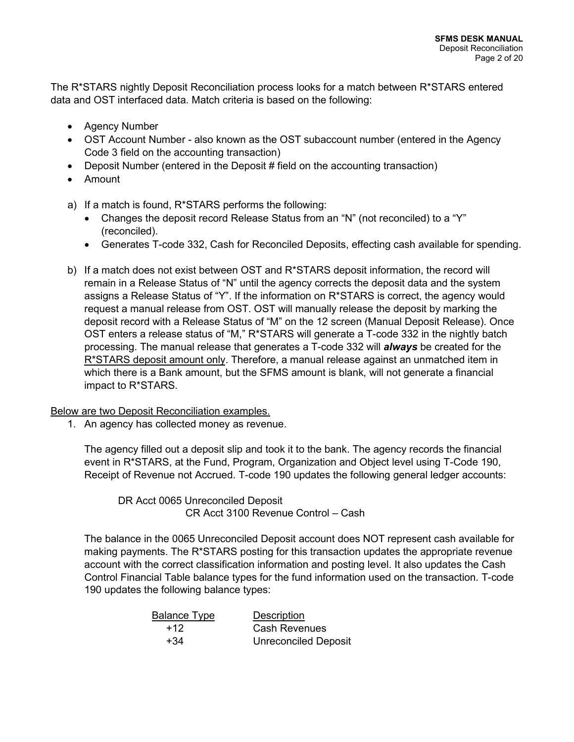The R*STARS nightly Deposit Reconciliation process looks for a match between R*STARS entered data and OST interfaced data. Match criteria is based on the following:

- Agency Number
- OST Account Number - also known as the OST subaccount number (entered in the Agency Code 3 field on the accounting transaction)
- Deposit Number (entered in the Deposit # field on the accounting transaction)
- Amount

a) If a match is found, R*STARS performs the following:
   - Changes the deposit record Release Status from an “N” (not reconciled) to a “Y” (reconciled).
   - Generates T-code 332, Cash for Reconciled Deposits, effecting cash available for spending.

b) If a match does not exist between OST and R*STARS deposit information, the record will remain in a Release Status of “N” until the agency corrects the deposit data and the system assigns a Release Status of “Y”. If the information on R*STARS is correct, the agency would request a manual release from OST. OST will manually release the deposit by marking the deposit record with a Release Status of “M” on the 12 screen (Manual Deposit Release). Once OST enters a release status of “M,” R*STARS will generate a T-code 332 in the nightly batch processing. The manual release that generates a T-code 332 will ***always*** be created for the <u>R*STARS deposit amount only</u>. Therefore, a manual release against an unmatched item in which there is a Bank amount, but the SFMS amount is blank, will not generate a financial impact to R*STARS.

<u>Below are two Deposit Reconciliation examples.</u>

1. An agency has collected money as revenue.

   The agency filled out a deposit slip and took it to the bank. The agency records the financial event in R*STARS, at the Fund, Program, Organization and Object level using T-Code 190, Receipt of Revenue not Accrued. T-code 190 updates the following general ledger accounts:

   DR Acct 0065 Unreconciled Deposit
   &nbsp;&nbsp;&nbsp;&nbsp;&nbsp;&nbsp;&nbsp;&nbsp;CR Acct 3100 Revenue Control – Cash

   The balance in the 0065 Unreconciled Deposit account does NOT represent cash available for making payments. The R*STARS posting for this transaction updates the appropriate revenue account with the correct classification information and posting level. It also updates the Cash Control Financial Table balance types for the fund information used on the transaction. T-code 190 updates the following balance types:

   | Balance Type | Description |
   |---|---|
   | +12 | Cash Revenues |
   | +34 | Unreconciled Deposit |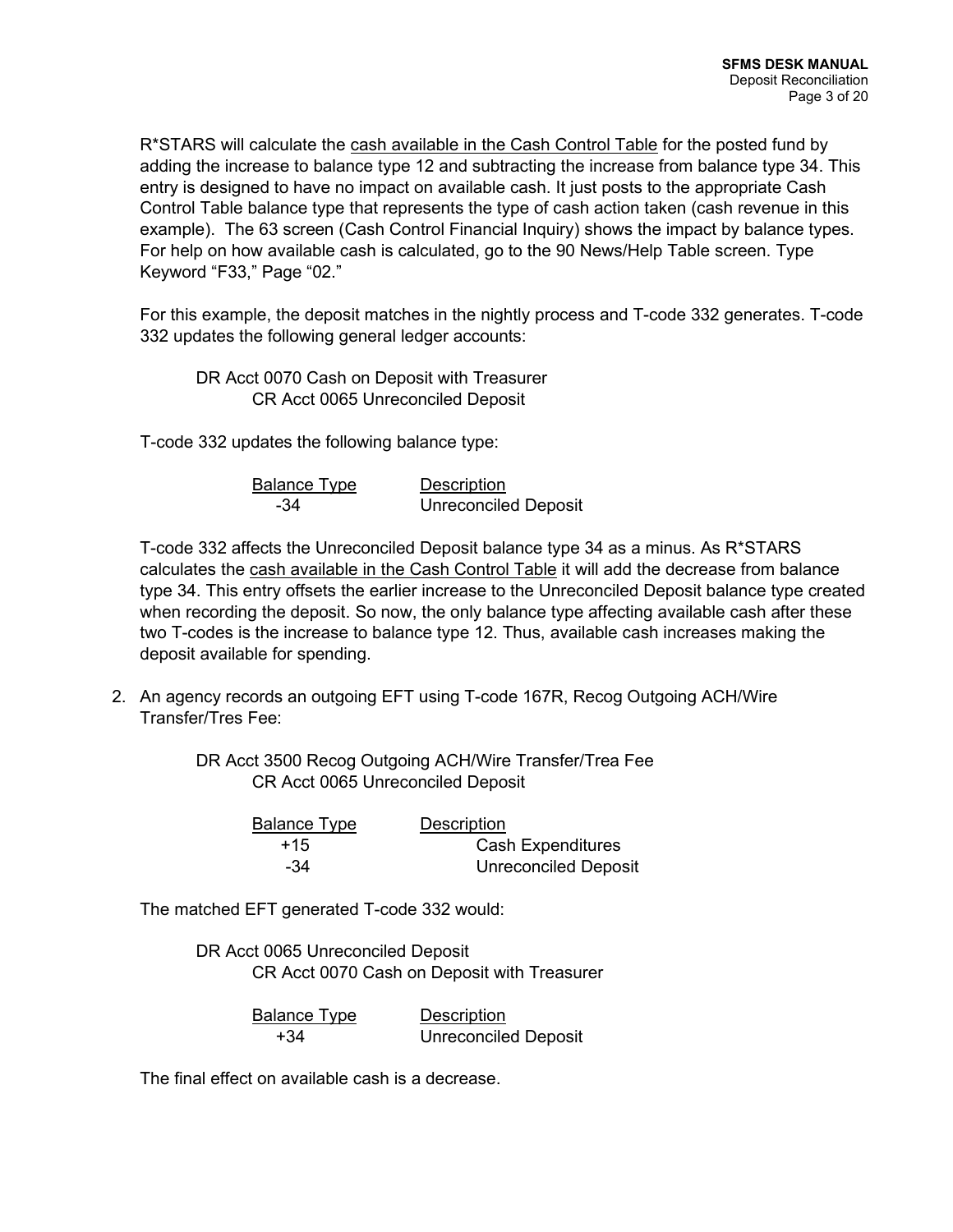R*STARS will calculate the cash available in the Cash Control Table for the posted fund by adding the increase to balance type 12 and subtracting the increase from balance type 34. This entry is designed to have no impact on available cash. It just posts to the appropriate Cash Control Table balance type that represents the type of cash action taken (cash revenue in this example). The 63 screen (Cash Control Financial Inquiry) shows the impact by balance types. For help on how available cash is calculated, go to the 90 News/Help Table screen. Type Keyword "F33," Page "02."

For this example, the deposit matches in the nightly process and T-code 332 generates. T-code 332 updates the following general ledger accounts:

DR Acct 0070 Cash on Deposit with Treasurer
    CR Acct 0065 Unreconciled Deposit

T-code 332 updates the following balance type:

| Balance Type | Description |
|---|---|
| -34 | Unreconciled Deposit |

T-code 332 affects the Unreconciled Deposit balance type 34 as a minus. As R*STARS calculates the cash available in the Cash Control Table it will add the decrease from balance type 34. This entry offsets the earlier increase to the Unreconciled Deposit balance type created when recording the deposit. So now, the only balance type affecting available cash after these two T-codes is the increase to balance type 12. Thus, available cash increases making the deposit available for spending.

2. An agency records an outgoing EFT using T-code 167R, Recog Outgoing ACH/Wire Transfer/Tres Fee:

DR Acct 3500 Recog Outgoing ACH/Wire Transfer/Trea Fee
    CR Acct 0065 Unreconciled Deposit

| Balance Type | Description |
|---|---|
| +15 | Cash Expenditures |
| -34 | Unreconciled Deposit |

The matched EFT generated T-code 332 would:

DR Acct 0065 Unreconciled Deposit
    CR Acct 0070 Cash on Deposit with Treasurer

| Balance Type | Description |
|---|---|
| +34 | Unreconciled Deposit |

The final effect on available cash is a decrease.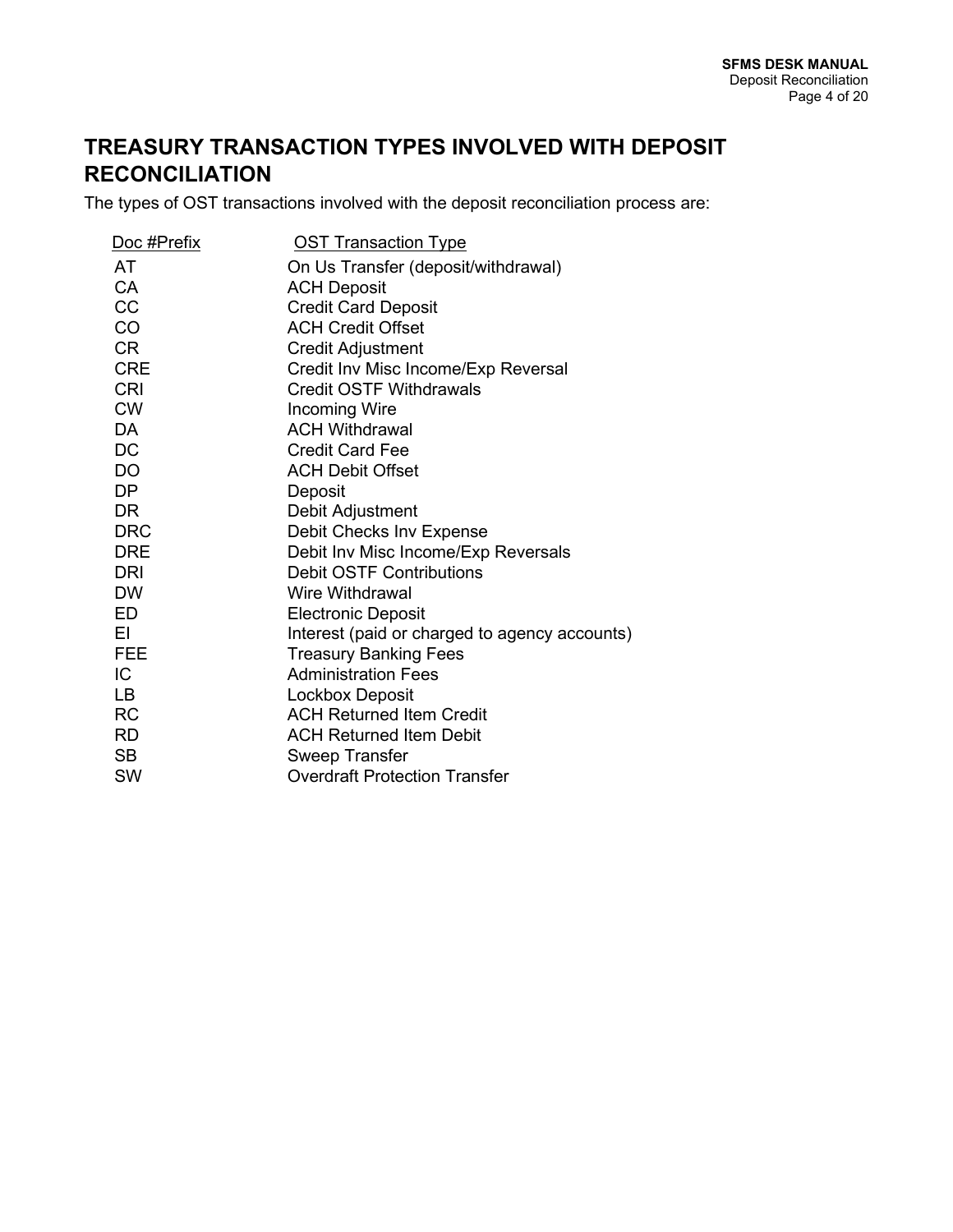## TREASURY TRANSACTION TYPES INVOLVED WITH DEPOSIT RECONCILIATION

The types of OST transactions involved with the deposit reconciliation process are:

| Doc #Prefix | OST Transaction Type |
|---|---|
| AT | On Us Transfer (deposit/withdrawal) |
| CA | ACH Deposit |
| CC | Credit Card Deposit |
| CO | ACH Credit Offset |
| CR | Credit Adjustment |
| CRE | Credit Inv Misc Income/Exp Reversal |
| CRI | Credit OSTF Withdrawals |
| CW | Incoming Wire |
| DA | ACH Withdrawal |
| DC | Credit Card Fee |
| DO | ACH Debit Offset |
| DP | Deposit |
| DR | Debit Adjustment |
| DRC | Debit Checks Inv Expense |
| DRE | Debit Inv Misc Income/Exp Reversals |
| DRI | Debit OSTF Contributions |
| DW | Wire Withdrawal |
| ED | Electronic Deposit |
| EI | Interest (paid or charged to agency accounts) |
| FEE | Treasury Banking Fees |
| IC | Administration Fees |
| LB | Lockbox Deposit |
| RC | ACH Returned Item Credit |
| RD | ACH Returned Item Debit |
| SB | Sweep Transfer |
| SW | Overdraft Protection Transfer |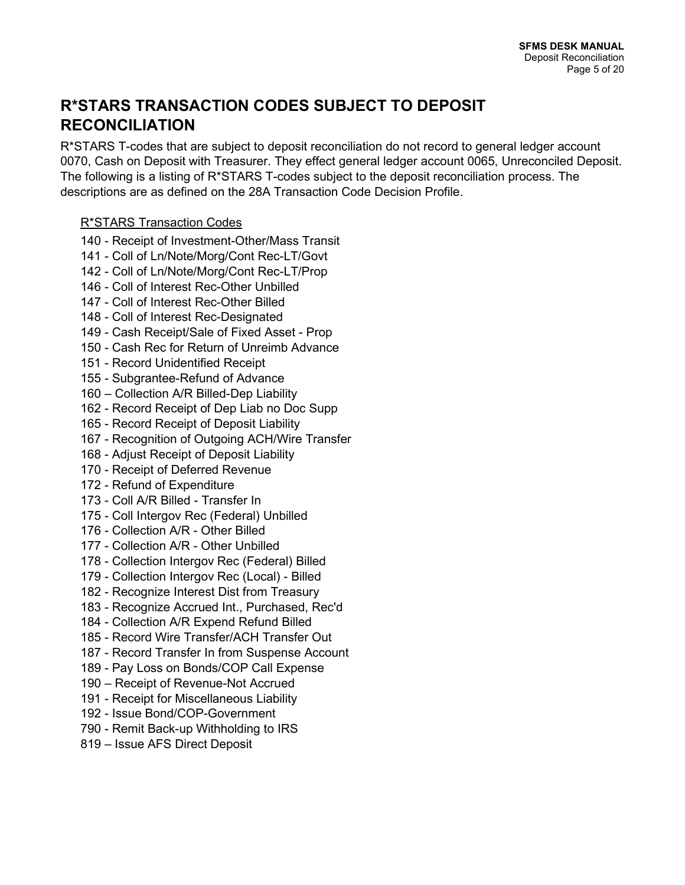# R*STARS TRANSACTION CODES SUBJECT TO DEPOSIT RECONCILIATION

R*STARS T-codes that are subject to deposit reconciliation do not record to general ledger account 0070, Cash on Deposit with Treasurer. They effect general ledger account 0065, Unreconciled Deposit. The following is a listing of R*STARS T-codes subject to the deposit reconciliation process. The descriptions are as defined on the 28A Transaction Code Decision Profile.

<u>R*STARS Transaction Codes</u>

140 - Receipt of Investment-Other/Mass Transit
141 - Coll of Ln/Note/Morg/Cont Rec-LT/Govt
142 - Coll of Ln/Note/Morg/Cont Rec-LT/Prop
146 - Coll of Interest Rec-Other Unbilled
147 - Coll of Interest Rec-Other Billed
148 - Coll of Interest Rec-Designated
149 - Cash Receipt/Sale of Fixed Asset - Prop
150 - Cash Rec for Return of Unreimb Advance
151 - Record Unidentified Receipt
155 - Subgrantee-Refund of Advance
160 – Collection A/R Billed-Dep Liability
162 - Record Receipt of Dep Liab no Doc Supp
165 - Record Receipt of Deposit Liability
167 - Recognition of Outgoing ACH/Wire Transfer
168 - Adjust Receipt of Deposit Liability
170 - Receipt of Deferred Revenue
172 - Refund of Expenditure
173 - Coll A/R Billed - Transfer In
175 - Coll Intergov Rec (Federal) Unbilled
176 - Collection A/R - Other Billed
177 - Collection A/R - Other Unbilled
178 - Collection Intergov Rec (Federal) Billed
179 - Collection Intergov Rec (Local) - Billed
182 - Recognize Interest Dist from Treasury
183 - Recognize Accrued Int., Purchased, Rec'd
184 - Collection A/R Expend Refund Billed
185 - Record Wire Transfer/ACH Transfer Out
187 - Record Transfer In from Suspense Account
189 - Pay Loss on Bonds/COP Call Expense
190 – Receipt of Revenue-Not Accrued
191 - Receipt for Miscellaneous Liability
192 - Issue Bond/COP-Government
790 - Remit Back-up Withholding to IRS
819 – Issue AFS Direct Deposit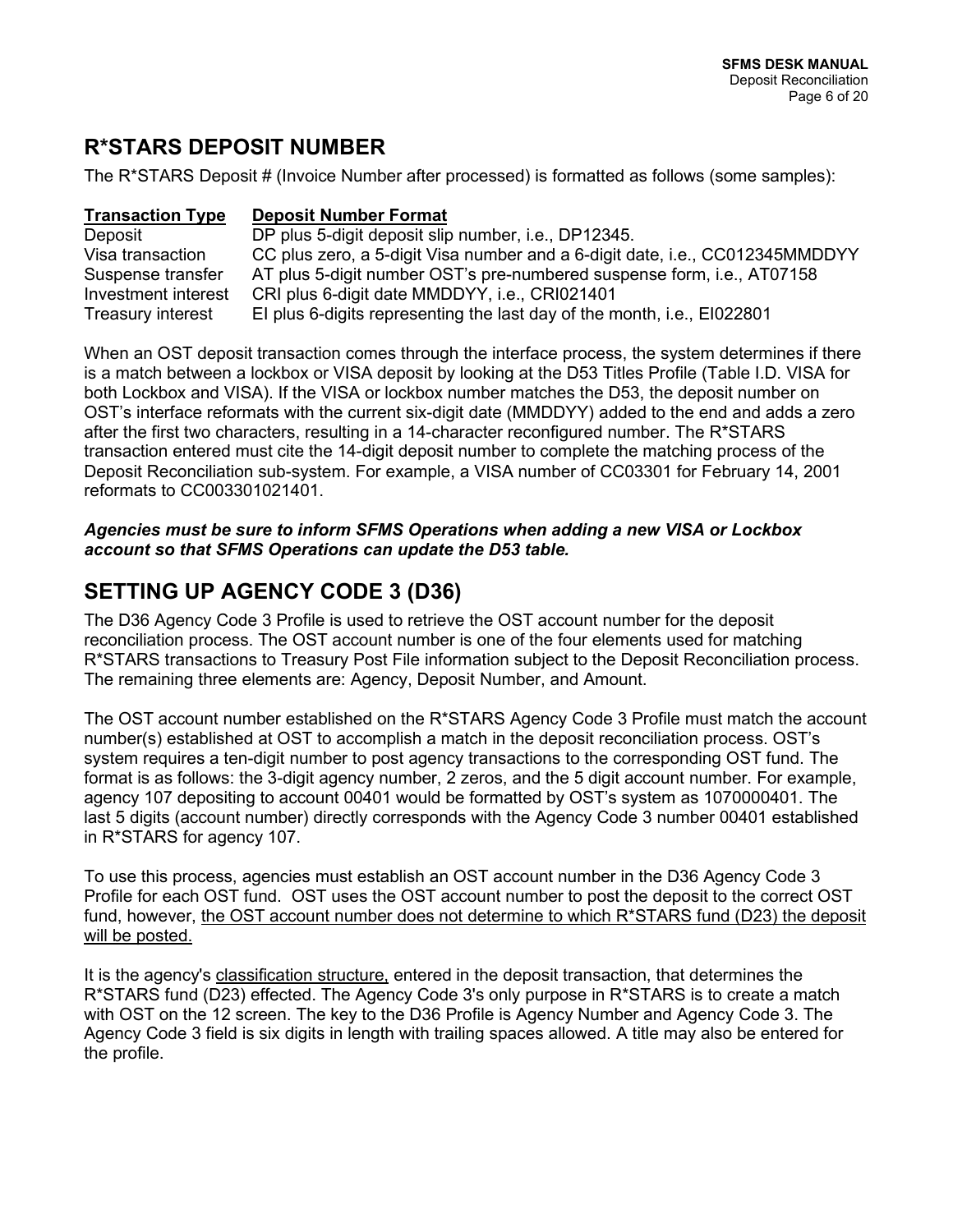## R*STARS DEPOSIT NUMBER

The R*STARS Deposit # (Invoice Number after processed) is formatted as follows (some samples):

| Transaction Type | Deposit Number Format |
|---|---|
| Deposit | DP plus 5-digit deposit slip number, i.e., DP12345. |
| Visa transaction | CC plus zero, a 5-digit Visa number and a 6-digit date, i.e., CC012345MMDDYY |
| Suspense transfer | AT plus 5-digit number OST's pre-numbered suspense form, i.e., AT07158 |
| Investment interest | CRI plus 6-digit date MMDDYY, i.e., CRI021401 |
| Treasury interest | EI plus 6-digits representing the last day of the month, i.e., EI022801 |

When an OST deposit transaction comes through the interface process, the system determines if there is a match between a lockbox or VISA deposit by looking at the D53 Titles Profile (Table I.D. VISA for both Lockbox and VISA). If the VISA or lockbox number matches the D53, the deposit number on OST's interface reformats with the current six-digit date (MMDDYY) added to the end and adds a zero after the first two characters, resulting in a 14-character reconfigured number. The R*STARS transaction entered must cite the 14-digit deposit number to complete the matching process of the Deposit Reconciliation sub-system. For example, a VISA number of CC03301 for February 14, 2001 reformats to CC003301021401.

***Agencies must be sure to inform SFMS Operations when adding a new VISA or Lockbox account so that SFMS Operations can update the D53 table.***

## SETTING UP AGENCY CODE 3 (D36)

The D36 Agency Code 3 Profile is used to retrieve the OST account number for the deposit reconciliation process. The OST account number is one of the four elements used for matching R*STARS transactions to Treasury Post File information subject to the Deposit Reconciliation process. The remaining three elements are: Agency, Deposit Number, and Amount.

The OST account number established on the R*STARS Agency Code 3 Profile must match the account number(s) established at OST to accomplish a match in the deposit reconciliation process. OST's system requires a ten-digit number to post agency transactions to the corresponding OST fund. The format is as follows: the 3-digit agency number, 2 zeros, and the 5 digit account number. For example, agency 107 depositing to account 00401 would be formatted by OST's system as 1070000401. The last 5 digits (account number) directly corresponds with the Agency Code 3 number 00401 established in R*STARS for agency 107.

To use this process, agencies must establish an OST account number in the D36 Agency Code 3 Profile for each OST fund. OST uses the OST account number to post the deposit to the correct OST fund, however, <u>the OST account number does not determine to which R*STARS fund (D23) the deposit will be posted.</u>

It is the agency's <u>classification structure,</u> entered in the deposit transaction, that determines the R*STARS fund (D23) effected. The Agency Code 3's only purpose in R*STARS is to create a match with OST on the 12 screen. The key to the D36 Profile is Agency Number and Agency Code 3. The Agency Code 3 field is six digits in length with trailing spaces allowed. A title may also be entered for the profile.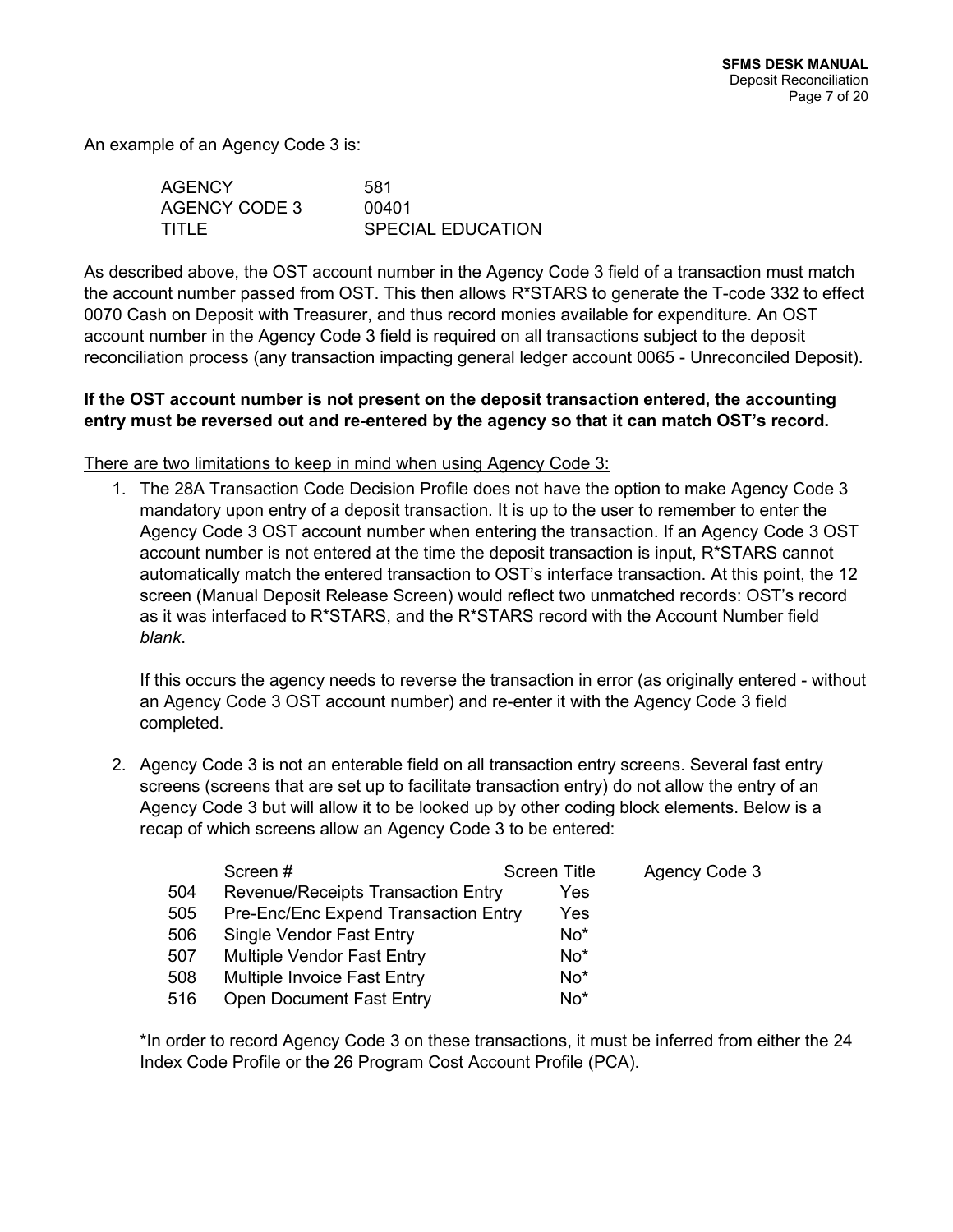An example of an Agency Code 3 is:

| | |
|---|---|
| AGENCY | 581 |
| AGENCY CODE 3 | 00401 |
| TITLE | SPECIAL EDUCATION |

As described above, the OST account number in the Agency Code 3 field of a transaction must match the account number passed from OST. This then allows R*STARS to generate the T-code 332 to effect 0070 Cash on Deposit with Treasurer, and thus record monies available for expenditure. An OST account number in the Agency Code 3 field is required on all transactions subject to the deposit reconciliation process (any transaction impacting general ledger account 0065 - Unreconciled Deposit).

**If the OST account number is not present on the deposit transaction entered, the accounting entry must be reversed out and re-entered by the agency so that it can match OST's record.**

<u>There are two limitations to keep in mind when using Agency Code 3:</u>

1. The 28A Transaction Code Decision Profile does not have the option to make Agency Code 3 mandatory upon entry of a deposit transaction. It is up to the user to remember to enter the Agency Code 3 OST account number when entering the transaction. If an Agency Code 3 OST account number is not entered at the time the deposit transaction is input, R*STARS cannot automatically match the entered transaction to OST's interface transaction. At this point, the 12 screen (Manual Deposit Release Screen) would reflect two unmatched records: OST's record as it was interfaced to R*STARS, and the R*STARS record with the Account Number field *blank*.

   If this occurs the agency needs to reverse the transaction in error (as originally entered - without an Agency Code 3 OST account number) and re-enter it with the Agency Code 3 field completed.

2. Agency Code 3 is not an enterable field on all transaction entry screens. Several fast entry screens (screens that are set up to facilitate transaction entry) do not allow the entry of an Agency Code 3 but will allow it to be looked up by other coding block elements. Below is a recap of which screens allow an Agency Code 3 to be entered:

   | Screen # | Screen Title | Agency Code 3 |
   |---|---|---|
   | 504 | Revenue/Receipts Transaction Entry | Yes |
   | 505 | Pre-Enc/Enc Expend Transaction Entry | Yes |
   | 506 | Single Vendor Fast Entry | No* |
   | 507 | Multiple Vendor Fast Entry | No* |
   | 508 | Multiple Invoice Fast Entry | No* |
   | 516 | Open Document Fast Entry | No* |

   *In order to record Agency Code 3 on these transactions, it must be inferred from either the 24 Index Code Profile or the 26 Program Cost Account Profile (PCA).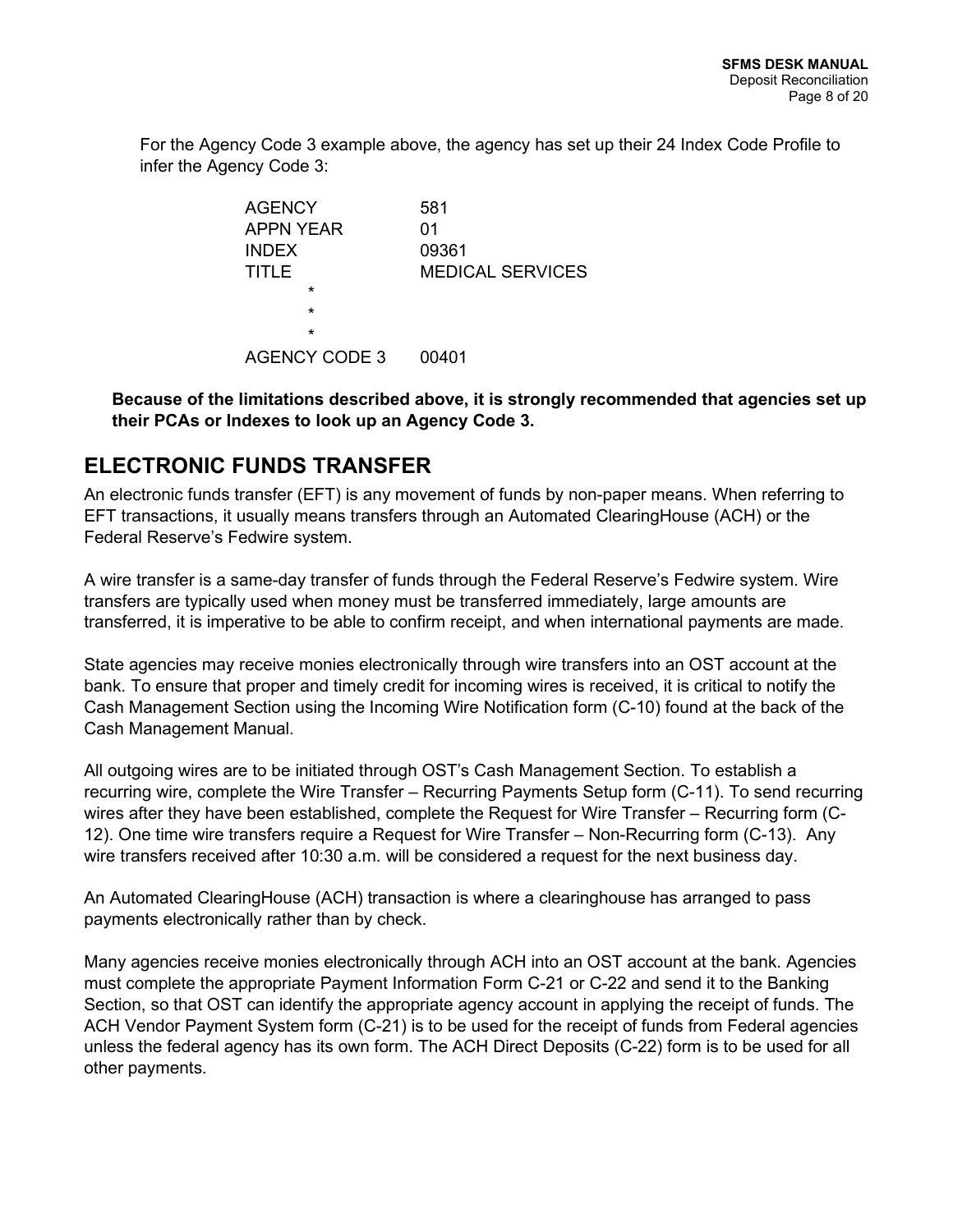For the Agency Code 3 example above, the agency has set up their 24 Index Code Profile to infer the Agency Code 3:

```
AGENCY           581
APPN YEAR        01
INDEX            09361
TITLE            MEDICAL SERVICES
       *
       *
       *
AGENCY CODE 3    00401
```

**Because of the limitations described above, it is strongly recommended that agencies set up their PCAs or Indexes to look up an Agency Code 3.**

## ELECTRONIC FUNDS TRANSFER

An electronic funds transfer (EFT) is any movement of funds by non-paper means. When referring to EFT transactions, it usually means transfers through an Automated ClearingHouse (ACH) or the Federal Reserve's Fedwire system.

A wire transfer is a same-day transfer of funds through the Federal Reserve's Fedwire system. Wire transfers are typically used when money must be transferred immediately, large amounts are transferred, it is imperative to be able to confirm receipt, and when international payments are made.

State agencies may receive monies electronically through wire transfers into an OST account at the bank. To ensure that proper and timely credit for incoming wires is received, it is critical to notify the Cash Management Section using the Incoming Wire Notification form (C-10) found at the back of the Cash Management Manual.

All outgoing wires are to be initiated through OST's Cash Management Section. To establish a recurring wire, complete the Wire Transfer – Recurring Payments Setup form (C-11). To send recurring wires after they have been established, complete the Request for Wire Transfer – Recurring form (C-12). One time wire transfers require a Request for Wire Transfer – Non-Recurring form (C-13). Any wire transfers received after 10:30 a.m. will be considered a request for the next business day.

An Automated ClearingHouse (ACH) transaction is where a clearinghouse has arranged to pass payments electronically rather than by check.

Many agencies receive monies electronically through ACH into an OST account at the bank. Agencies must complete the appropriate Payment Information Form C-21 or C-22 and send it to the Banking Section, so that OST can identify the appropriate agency account in applying the receipt of funds. The ACH Vendor Payment System form (C-21) is to be used for the receipt of funds from Federal agencies unless the federal agency has its own form. The ACH Direct Deposits (C-22) form is to be used for all other payments.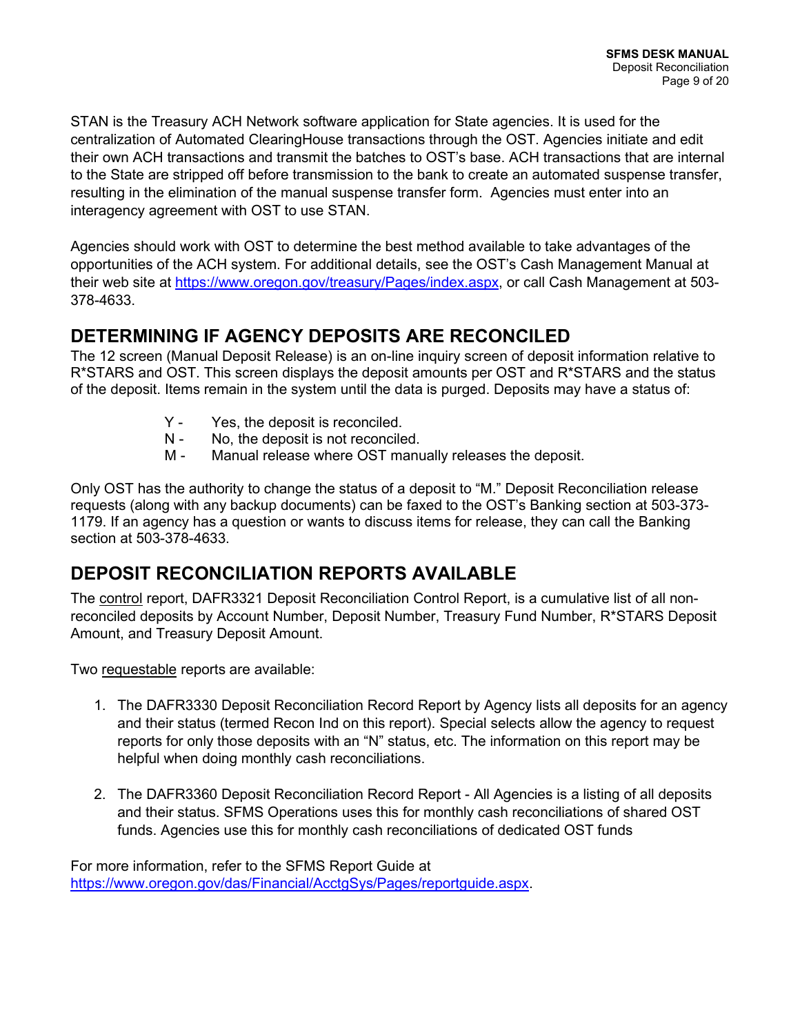STAN is the Treasury ACH Network software application for State agencies. It is used for the centralization of Automated ClearingHouse transactions through the OST. Agencies initiate and edit their own ACH transactions and transmit the batches to OST's base. ACH transactions that are internal to the State are stripped off before transmission to the bank to create an automated suspense transfer, resulting in the elimination of the manual suspense transfer form. Agencies must enter into an interagency agreement with OST to use STAN.

Agencies should work with OST to determine the best method available to take advantages of the opportunities of the ACH system. For additional details, see the OST's Cash Management Manual at their web site at [https://www.oregon.gov/treasury/Pages/index.aspx](https://www.oregon.gov/treasury/Pages/index.aspx), or call Cash Management at 503-378-4633.

## DETERMINING IF AGENCY DEPOSITS ARE RECONCILED

The 12 screen (Manual Deposit Release) is an on-line inquiry screen of deposit information relative to R*STARS and OST. This screen displays the deposit amounts per OST and R*STARS and the status of the deposit. Items remain in the system until the data is purged. Deposits may have a status of:

- Y - Yes, the deposit is reconciled.
- N - No, the deposit is not reconciled.
- M - Manual release where OST manually releases the deposit.

Only OST has the authority to change the status of a deposit to "M." Deposit Reconciliation release requests (along with any backup documents) can be faxed to the OST's Banking section at 503-373-1179. If an agency has a question or wants to discuss items for release, they can call the Banking section at 503-378-4633.

## DEPOSIT RECONCILIATION REPORTS AVAILABLE

The control report, DAFR3321 Deposit Reconciliation Control Report, is a cumulative list of all non-reconciled deposits by Account Number, Deposit Number, Treasury Fund Number, R*STARS Deposit Amount, and Treasury Deposit Amount.

Two requestable reports are available:

1. The DAFR3330 Deposit Reconciliation Record Report by Agency lists all deposits for an agency and their status (termed Recon Ind on this report). Special selects allow the agency to request reports for only those deposits with an "N" status, etc. The information on this report may be helpful when doing monthly cash reconciliations.

2. The DAFR3360 Deposit Reconciliation Record Report - All Agencies is a listing of all deposits and their status. SFMS Operations uses this for monthly cash reconciliations of shared OST funds. Agencies use this for monthly cash reconciliations of dedicated OST funds

For more information, refer to the SFMS Report Guide at [https://www.oregon.gov/das/Financial/AcctgSys/Pages/reportguide.aspx](https://www.oregon.gov/das/Financial/AcctgSys/Pages/reportguide.aspx).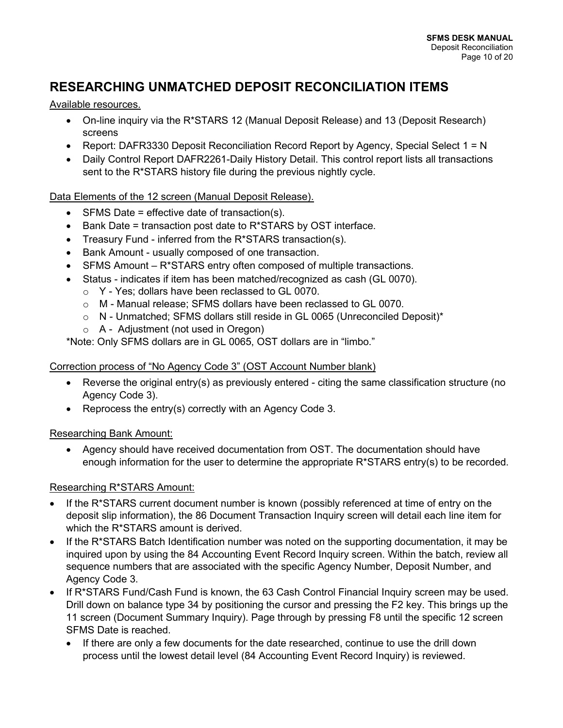# RESEARCHING UNMATCHED DEPOSIT RECONCILIATION ITEMS

Available resources.

- On-line inquiry via the R*STARS 12 (Manual Deposit Release) and 13 (Deposit Research) screens
- Report: DAFR3330 Deposit Reconciliation Record Report by Agency, Special Select 1 = N
- Daily Control Report DAFR2261-Daily History Detail. This control report lists all transactions sent to the R*STARS history file during the previous nightly cycle.

Data Elements of the 12 screen (Manual Deposit Release).

- SFMS Date = effective date of transaction(s).
- Bank Date = transaction post date to R*STARS by OST interface.
- Treasury Fund - inferred from the R*STARS transaction(s).
- Bank Amount - usually composed of one transaction.
- SFMS Amount – R*STARS entry often composed of multiple transactions.
- Status - indicates if item has been matched/recognized as cash (GL 0070).
  - Y - Yes; dollars have been reclassed to GL 0070.
  - M - Manual release; SFMS dollars have been reclassed to GL 0070.
  - N - Unmatched; SFMS dollars still reside in GL 0065 (Unreconciled Deposit)*
  - A - Adjustment (not used in Oregon)

*Note: Only SFMS dollars are in GL 0065, OST dollars are in "limbo."

Correction process of "No Agency Code 3" (OST Account Number blank)

- Reverse the original entry(s) as previously entered - citing the same classification structure (no Agency Code 3).
- Reprocess the entry(s) correctly with an Agency Code 3.

Researching Bank Amount:

- Agency should have received documentation from OST. The documentation should have enough information for the user to determine the appropriate R*STARS entry(s) to be recorded.

Researching R*STARS Amount:

- If the R*STARS current document number is known (possibly referenced at time of entry on the deposit slip information), the 86 Document Transaction Inquiry screen will detail each line item for which the R*STARS amount is derived.
- If the R*STARS Batch Identification number was noted on the supporting documentation, it may be inquired upon by using the 84 Accounting Event Record Inquiry screen. Within the batch, review all sequence numbers that are associated with the specific Agency Number, Deposit Number, and Agency Code 3.
- If R*STARS Fund/Cash Fund is known, the 63 Cash Control Financial Inquiry screen may be used. Drill down on balance type 34 by positioning the cursor and pressing the F2 key. This brings up the 11 screen (Document Summary Inquiry). Page through by pressing F8 until the specific 12 screen SFMS Date is reached.
  - If there are only a few documents for the date researched, continue to use the drill down process until the lowest detail level (84 Accounting Event Record Inquiry) is reviewed.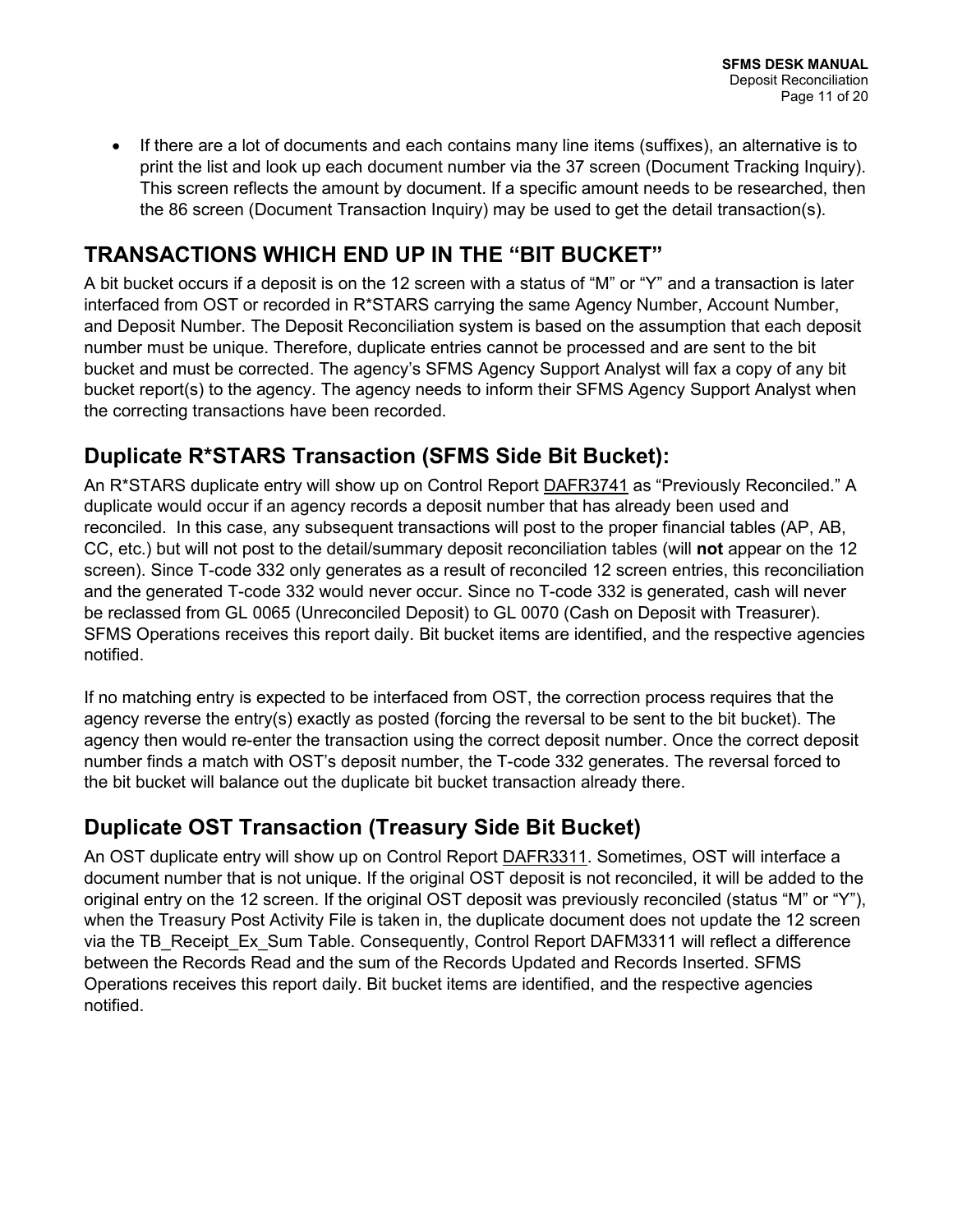- If there are a lot of documents and each contains many line items (suffixes), an alternative is to print the list and look up each document number via the 37 screen (Document Tracking Inquiry). This screen reflects the amount by document. If a specific amount needs to be researched, then the 86 screen (Document Transaction Inquiry) may be used to get the detail transaction(s).

## TRANSACTIONS WHICH END UP IN THE "BIT BUCKET"

A bit bucket occurs if a deposit is on the 12 screen with a status of "M" or "Y" and a transaction is later interfaced from OST or recorded in R*STARS carrying the same Agency Number, Account Number, and Deposit Number. The Deposit Reconciliation system is based on the assumption that each deposit number must be unique. Therefore, duplicate entries cannot be processed and are sent to the bit bucket and must be corrected. The agency's SFMS Agency Support Analyst will fax a copy of any bit bucket report(s) to the agency. The agency needs to inform their SFMS Agency Support Analyst when the correcting transactions have been recorded.

### Duplicate R*STARS Transaction (SFMS Side Bit Bucket):

An R*STARS duplicate entry will show up on Control Report DAFR3741 as "Previously Reconciled." A duplicate would occur if an agency records a deposit number that has already been used and reconciled. In this case, any subsequent transactions will post to the proper financial tables (AP, AB, CC, etc.) but will not post to the detail/summary deposit reconciliation tables (will **not** appear on the 12 screen). Since T-code 332 only generates as a result of reconciled 12 screen entries, this reconciliation and the generated T-code 332 would never occur. Since no T-code 332 is generated, cash will never be reclassed from GL 0065 (Unreconciled Deposit) to GL 0070 (Cash on Deposit with Treasurer). SFMS Operations receives this report daily. Bit bucket items are identified, and the respective agencies notified.

If no matching entry is expected to be interfaced from OST, the correction process requires that the agency reverse the entry(s) exactly as posted (forcing the reversal to be sent to the bit bucket). The agency then would re-enter the transaction using the correct deposit number. Once the correct deposit number finds a match with OST's deposit number, the T-code 332 generates. The reversal forced to the bit bucket will balance out the duplicate bit bucket transaction already there.

### Duplicate OST Transaction (Treasury Side Bit Bucket)

An OST duplicate entry will show up on Control Report DAFR3311. Sometimes, OST will interface a document number that is not unique. If the original OST deposit is not reconciled, it will be added to the original entry on the 12 screen. If the original OST deposit was previously reconciled (status "M" or "Y"), when the Treasury Post Activity File is taken in, the duplicate document does not update the 12 screen via the TB_Receipt_Ex_Sum Table. Consequently, Control Report DAFM3311 will reflect a difference between the Records Read and the sum of the Records Updated and Records Inserted. SFMS Operations receives this report daily. Bit bucket items are identified, and the respective agencies notified.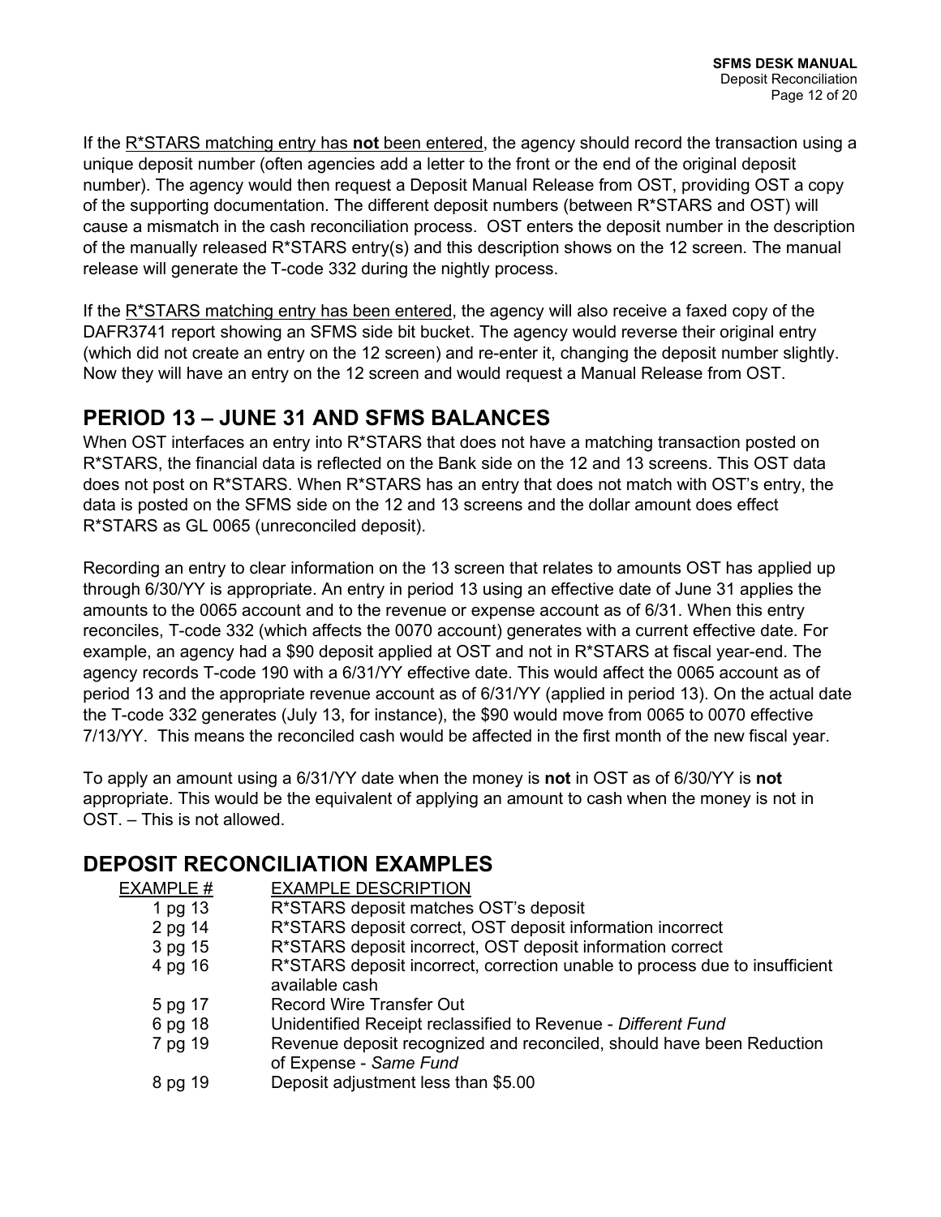If the R*STARS matching entry has **not** been entered, the agency should record the transaction using a unique deposit number (often agencies add a letter to the front or the end of the original deposit number). The agency would then request a Deposit Manual Release from OST, providing OST a copy of the supporting documentation. The different deposit numbers (between R*STARS and OST) will cause a mismatch in the cash reconciliation process. OST enters the deposit number in the description of the manually released R*STARS entry(s) and this description shows on the 12 screen. The manual release will generate the T-code 332 during the nightly process.

If the R*STARS matching entry has been entered, the agency will also receive a faxed copy of the DAFR3741 report showing an SFMS side bit bucket. The agency would reverse their original entry (which did not create an entry on the 12 screen) and re-enter it, changing the deposit number slightly. Now they will have an entry on the 12 screen and would request a Manual Release from OST.

## PERIOD 13 – JUNE 31 AND SFMS BALANCES

When OST interfaces an entry into R*STARS that does not have a matching transaction posted on R*STARS, the financial data is reflected on the Bank side on the 12 and 13 screens. This OST data does not post on R*STARS. When R*STARS has an entry that does not match with OST's entry, the data is posted on the SFMS side on the 12 and 13 screens and the dollar amount does effect R*STARS as GL 0065 (unreconciled deposit).

Recording an entry to clear information on the 13 screen that relates to amounts OST has applied up through 6/30/YY is appropriate. An entry in period 13 using an effective date of June 31 applies the amounts to the 0065 account and to the revenue or expense account as of 6/31. When this entry reconciles, T-code 332 (which affects the 0070 account) generates with a current effective date. For example, an agency had a $90 deposit applied at OST and not in R*STARS at fiscal year-end. The agency records T-code 190 with a 6/31/YY effective date. This would affect the 0065 account as of period 13 and the appropriate revenue account as of 6/31/YY (applied in period 13). On the actual date the T-code 332 generates (July 13, for instance), the $90 would move from 0065 to 0070 effective 7/13/YY. This means the reconciled cash would be affected in the first month of the new fiscal year.

To apply an amount using a 6/31/YY date when the money is **not** in OST as of 6/30/YY is **not** appropriate. This would be the equivalent of applying an amount to cash when the money is not in OST. – This is not allowed.

## DEPOSIT RECONCILIATION EXAMPLES

| EXAMPLE # | EXAMPLE DESCRIPTION |
| --- | --- |
| 1 pg 13 | R*STARS deposit matches OST's deposit |
| 2 pg 14 | R*STARS deposit correct, OST deposit information incorrect |
| 3 pg 15 | R*STARS deposit incorrect, OST deposit information correct |
| 4 pg 16 | R*STARS deposit incorrect, correction unable to process due to insufficient available cash |
| 5 pg 17 | Record Wire Transfer Out |
| 6 pg 18 | Unidentified Receipt reclassified to Revenue - *Different Fund* |
| 7 pg 19 | Revenue deposit recognized and reconciled, should have been Reduction of Expense - *Same Fund* |
| 8 pg 19 | Deposit adjustment less than $5.00 |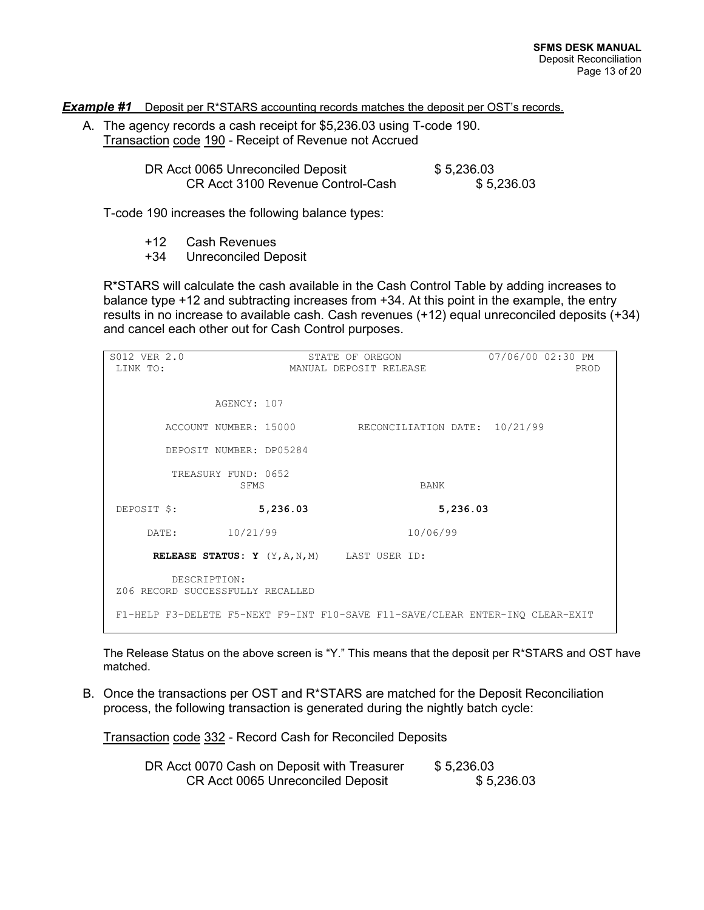***Example #1*** Deposit per R*STARS accounting records matches the deposit per OST's records.

A. The agency records a cash receipt for $5,236.03 using T-code 190.
   Transaction code 190 - Receipt of Revenue not Accrued

| | |
|---|---|
| DR Acct 0065 Unreconciled Deposit | $ 5,236.03 |
| CR Acct 3100 Revenue Control-Cash | $ 5,236.03 |

   T-code 190 increases the following balance types:

   - +12 Cash Revenues
   - +34 Unreconciled Deposit

   R*STARS will calculate the cash available in the Cash Control Table by adding increases to balance type +12 and subtracting increases from +34. At this point in the example, the entry results in no increase to available cash. Cash revenues (+12) equal unreconciled deposits (+34) and cancel each other out for Cash Control purposes.

```
S012 VER 2.0                    STATE OF OREGON              07/06/00 02:30 PM
 LINK TO:                     MANUAL DEPOSIT RELEASE                      PROD


                AGENCY: 107

        ACCOUNT NUMBER: 15000          RECONCILIATION DATE:  10/21/99

        DEPOSIT NUMBER: DP05284

         TREASURY FUND: 0652
                     SFMS                             BANK

 DEPOSIT $:             5,236.03                    5,236.03

     DATE:         10/21/99                     10/06/99

      RELEASE STATUS: Y (Y,A,N,M)     LAST USER ID:

         DESCRIPTION:
 Z06 RECORD SUCCESSFULLY RECALLED

 F1-HELP F3-DELETE F5-NEXT F9-INT F10-SAVE F11-SAVE/CLEAR ENTER-INQ CLEAR-EXIT
```

   The Release Status on the above screen is "Y." This means that the deposit per R*STARS and OST have matched.

B. Once the transactions per OST and R*STARS are matched for the Deposit Reconciliation process, the following transaction is generated during the nightly batch cycle:

   Transaction code 332 - Record Cash for Reconciled Deposits

| | |
|---|---|
| DR Acct 0070 Cash on Deposit with Treasurer | $ 5,236.03 |
| CR Acct 0065 Unreconciled Deposit | $ 5,236.03 |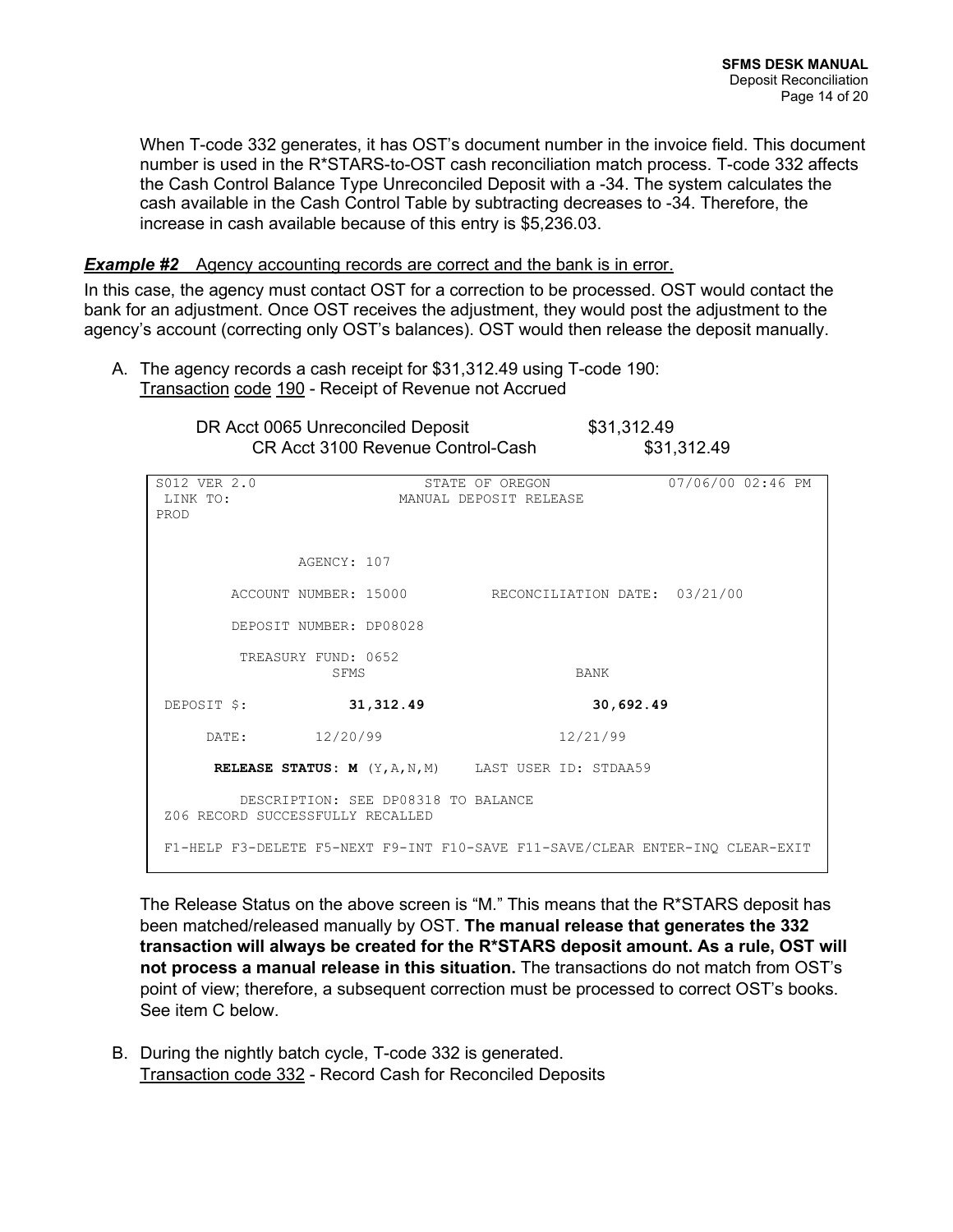When T-code 332 generates, it has OST's document number in the invoice field. This document number is used in the R*STARS-to-OST cash reconciliation match process. T-code 332 affects the Cash Control Balance Type Unreconciled Deposit with a -34. The system calculates the cash available in the Cash Control Table by subtracting decreases to -34. Therefore, the increase in cash available because of this entry is $5,236.03.

***Example #2*** Agency accounting records are correct and the bank is in error.

In this case, the agency must contact OST for a correction to be processed. OST would contact the bank for an adjustment. Once OST receives the adjustment, they would post the adjustment to the agency's account (correcting only OST's balances). OST would then release the deposit manually.

A. The agency records a cash receipt for $31,312.49 using T-code 190:
Transaction code 190 - Receipt of Revenue not Accrued

DR Acct 0065 Unreconciled Deposit $31,312.49
CR Acct 3100 Revenue Control-Cash $31,312.49

```
S012 VER 2.0                    STATE OF OREGON               07/06/00 02:46 PM
 LINK TO:                    MANUAL DEPOSIT RELEASE
PROD


                AGENCY: 107

        ACCOUNT NUMBER: 15000          RECONCILIATION DATE:  03/21/00

        DEPOSIT NUMBER: DP08028

         TREASURY FUND: 0652
                    SFMS                              BANK

 DEPOSIT $:            31,312.49                   30,692.49

     DATE:        12/20/99                       12/21/99

      RELEASE STATUS: M (Y,A,N,M)     LAST USER ID: STDAA59

         DESCRIPTION: SEE DP08318 TO BALANCE
 Z06 RECORD SUCCESSFULLY RECALLED

 F1-HELP F3-DELETE F5-NEXT F9-INT F10-SAVE F11-SAVE/CLEAR ENTER-INQ CLEAR-EXIT
```

The Release Status on the above screen is "M." This means that the R*STARS deposit has been matched/released manually by OST. **The manual release that generates the 332 transaction will always be created for the R*STARS deposit amount. As a rule, OST will not process a manual release in this situation.** The transactions do not match from OST's point of view; therefore, a subsequent correction must be processed to correct OST's books. See item C below.

B. During the nightly batch cycle, T-code 332 is generated.
Transaction code 332 - Record Cash for Reconciled Deposits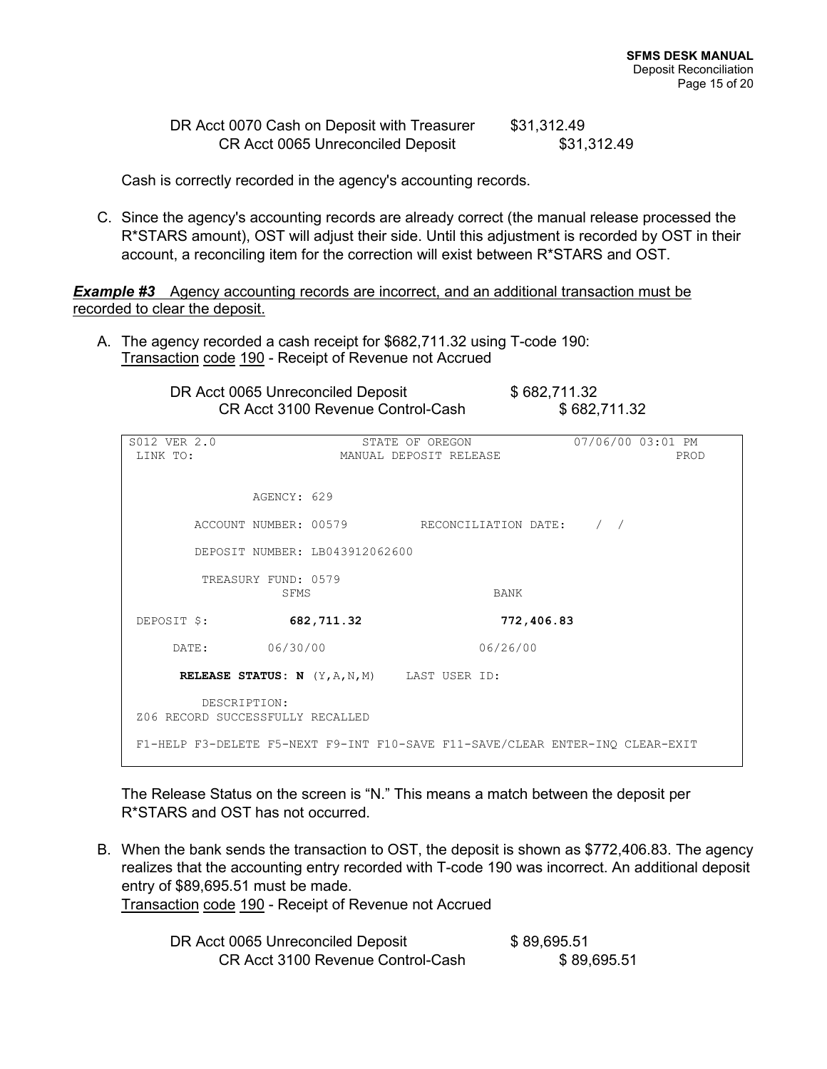DR Acct 0070 Cash on Deposit with Treasurer $31,312.49
    CR Acct 0065 Unreconciled Deposit $31,312.49

Cash is correctly recorded in the agency's accounting records.

C. Since the agency's accounting records are already correct (the manual release processed the R*STARS amount), OST will adjust their side. Until this adjustment is recorded by OST in their account, a reconciling item for the correction will exist between R*STARS and OST.

***Example #3*** Agency accounting records are incorrect, and an additional transaction must be recorded to clear the deposit.

A. The agency recorded a cash receipt for $682,711.32 using T-code 190:
   Transaction code 190 - Receipt of Revenue not Accrued

   DR Acct 0065 Unreconciled Deposit $ 682,711.32
       CR Acct 3100 Revenue Control-Cash $ 682,711.32

```
S012 VER 2.0                 STATE OF OREGON              07/06/00 03:01 PM
 LINK TO:                  MANUAL DEPOSIT RELEASE                       PROD


               AGENCY: 629

        ACCOUNT NUMBER: 00579          RECONCILIATION DATE:    /  /

        DEPOSIT NUMBER: LB043912062600

         TREASURY FUND: 0579
                  SFMS                            BANK

 DEPOSIT $:          682,711.32                 772,406.83

     DATE:        06/30/00                    06/26/00

      RELEASE STATUS: N (Y,A,N,M)    LAST USER ID:

         DESCRIPTION:
 Z06 RECORD SUCCESSFULLY RECALLED

 F1-HELP F3-DELETE F5-NEXT F9-INT F10-SAVE F11-SAVE/CLEAR ENTER-INQ CLEAR-EXIT
```

The Release Status on the screen is “N.” This means a match between the deposit per R*STARS and OST has not occurred.

B. When the bank sends the transaction to OST, the deposit is shown as $772,406.83. The agency realizes that the accounting entry recorded with T-code 190 was incorrect. An additional deposit entry of $89,695.51 must be made.
   Transaction code 190 - Receipt of Revenue not Accrued

   DR Acct 0065 Unreconciled Deposit $ 89,695.51
       CR Acct 3100 Revenue Control-Cash $ 89,695.51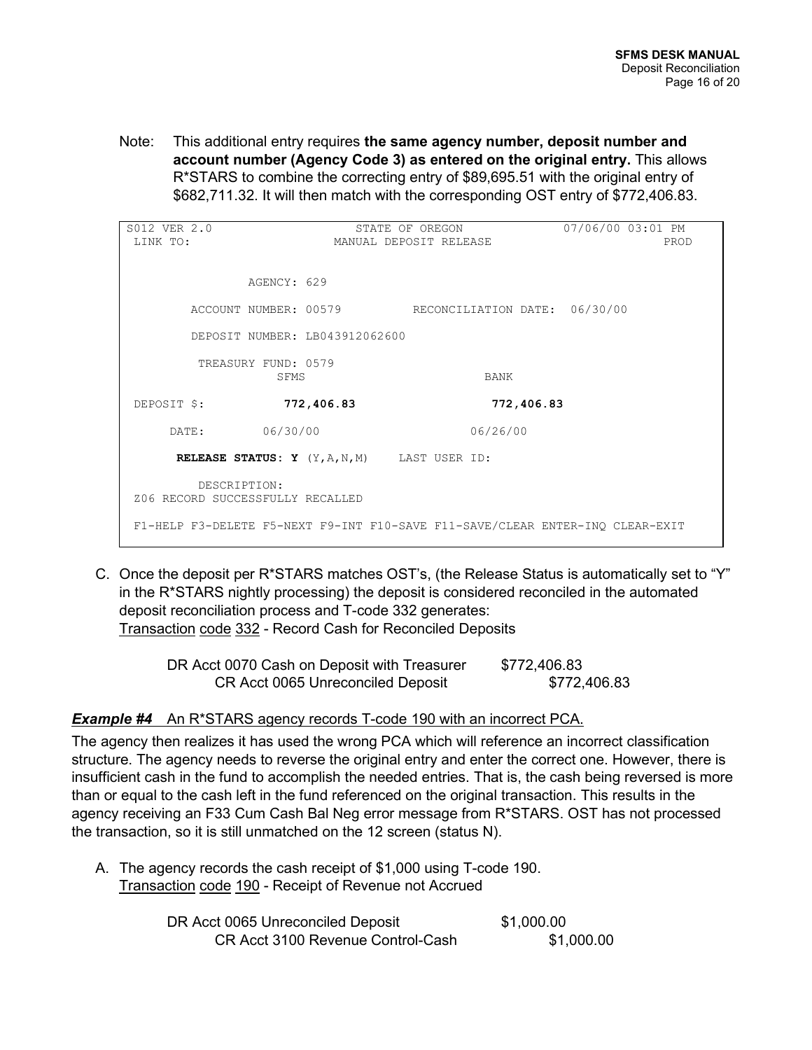Note: This additional entry requires **the same agency number, deposit number and account number (Agency Code 3) as entered on the original entry.** This allows R*STARS to combine the correcting entry of $89,695.51 with the original entry of $682,711.32. It will then match with the corresponding OST entry of $772,406.83.

```
S012 VER 2.0                    STATE OF OREGON               07/06/00 03:01 PM
 LINK TO:                    MANUAL DEPOSIT RELEASE                        PROD


                AGENCY: 629

        ACCOUNT NUMBER: 00579          RECONCILIATION DATE:  06/30/00

        DEPOSIT NUMBER: LB043912062600

         TREASURY FUND: 0579
                    SFMS                            BANK

 DEPOSIT $:           772,406.83                 772,406.83

      DATE:        06/30/00                     06/26/00

      RELEASE STATUS: Y (Y,A,N,M)     LAST USER ID:

         DESCRIPTION:
 Z06 RECORD SUCCESSFULLY RECALLED

 F1-HELP F3-DELETE F5-NEXT F9-INT F10-SAVE F11-SAVE/CLEAR ENTER-INQ CLEAR-EXIT
```

C. Once the deposit per R*STARS matches OST's, (the Release Status is automatically set to "Y" in the R*STARS nightly processing) the deposit is considered reconciled in the automated deposit reconciliation process and T-code 332 generates:
Transaction code 332 - Record Cash for Reconciled Deposits

| | | |
|---|---|---|
| DR Acct 0070 Cash on Deposit with Treasurer | $772,406.83 | |
| CR Acct 0065 Unreconciled Deposit | | $772,406.83 |

***Example #4*** An R*STARS agency records T-code 190 with an incorrect PCA.

The agency then realizes it has used the wrong PCA which will reference an incorrect classification structure. The agency needs to reverse the original entry and enter the correct one. However, there is insufficient cash in the fund to accomplish the needed entries. That is, the cash being reversed is more than or equal to the cash left in the fund referenced on the original transaction. This results in the agency receiving an F33 Cum Cash Bal Neg error message from R*STARS. OST has not processed the transaction, so it is still unmatched on the 12 screen (status N).

A. The agency records the cash receipt of $1,000 using T-code 190.
Transaction code 190 - Receipt of Revenue not Accrued

| | | |
|---|---|---|
| DR Acct 0065 Unreconciled Deposit | $1,000.00 | |
| CR Acct 3100 Revenue Control-Cash | | $1,000.00 |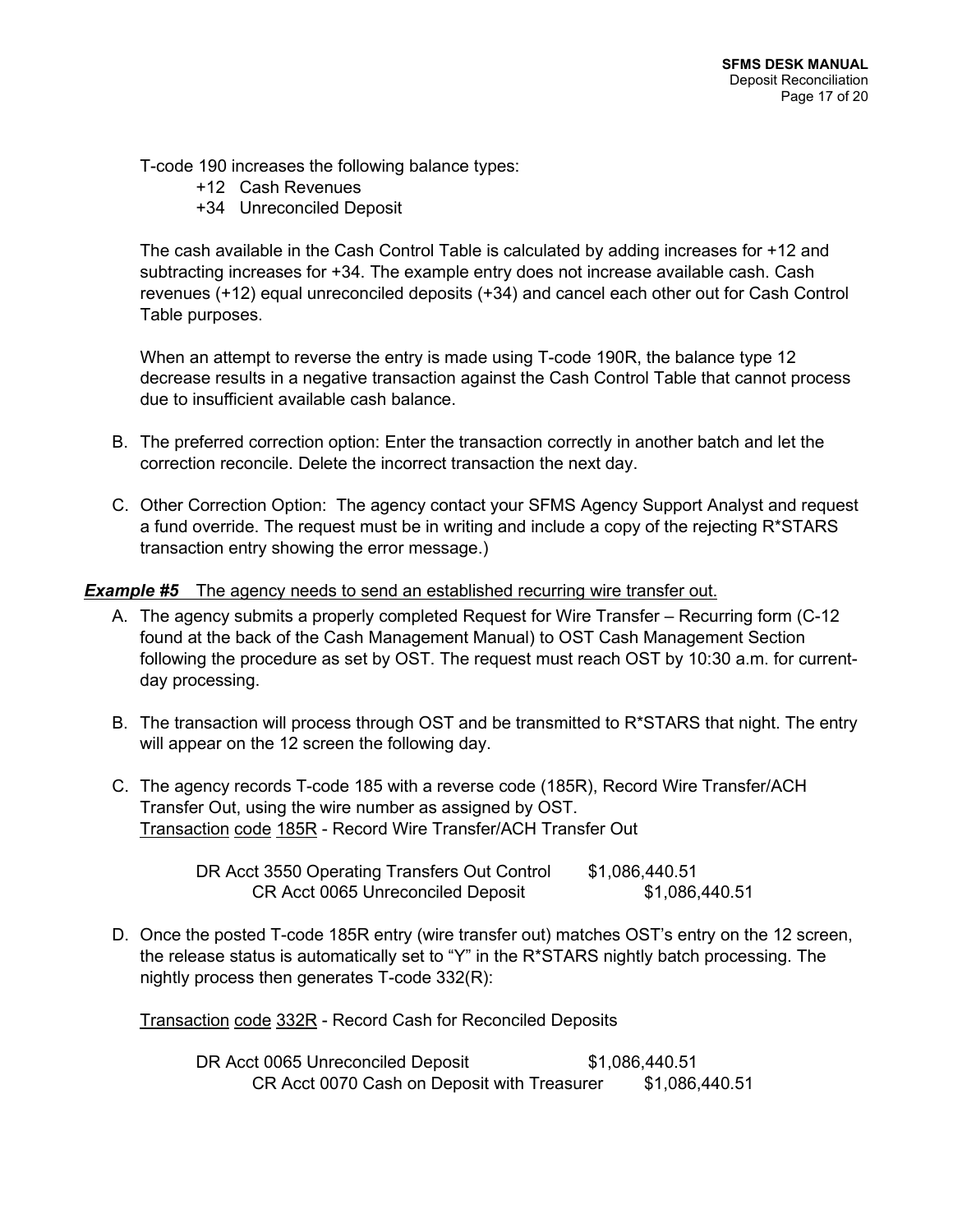T-code 190 increases the following balance types:

+12 Cash Revenues
+34 Unreconciled Deposit

The cash available in the Cash Control Table is calculated by adding increases for +12 and subtracting increases for +34. The example entry does not increase available cash. Cash revenues (+12) equal unreconciled deposits (+34) and cancel each other out for Cash Control Table purposes.

When an attempt to reverse the entry is made using T-code 190R, the balance type 12 decrease results in a negative transaction against the Cash Control Table that cannot process due to insufficient available cash balance.

B. The preferred correction option: Enter the transaction correctly in another batch and let the correction reconcile. Delete the incorrect transaction the next day.

C. Other Correction Option: The agency contact your SFMS Agency Support Analyst and request a fund override. The request must be in writing and include a copy of the rejecting R*STARS transaction entry showing the error message.)

***Example #5*** <u>The agency needs to send an established recurring wire transfer out.</u>

A. The agency submits a properly completed Request for Wire Transfer – Recurring form (C-12 found at the back of the Cash Management Manual) to OST Cash Management Section following the procedure as set by OST. The request must reach OST by 10:30 a.m. for current-day processing.

B. The transaction will process through OST and be transmitted to R*STARS that night. The entry will appear on the 12 screen the following day.

C. The agency records T-code 185 with a reverse code (185R), Record Wire Transfer/ACH Transfer Out, using the wire number as assigned by OST.
<u>Transaction</u> <u>code</u> <u>185R</u> - Record Wire Transfer/ACH Transfer Out

| | | |
|---|---|---|
| DR Acct 3550 Operating Transfers Out Control | $1,086,440.51 | |
| CR Acct 0065 Unreconciled Deposit | | $1,086,440.51 |

D. Once the posted T-code 185R entry (wire transfer out) matches OST's entry on the 12 screen, the release status is automatically set to "Y" in the R*STARS nightly batch processing. The nightly process then generates T-code 332(R):

<u>Transaction</u> <u>code</u> <u>332R</u> - Record Cash for Reconciled Deposits

| | | |
|---|---|---|
| DR Acct 0065 Unreconciled Deposit | $1,086,440.51 | |
| CR Acct 0070 Cash on Deposit with Treasurer | | $1,086,440.51 |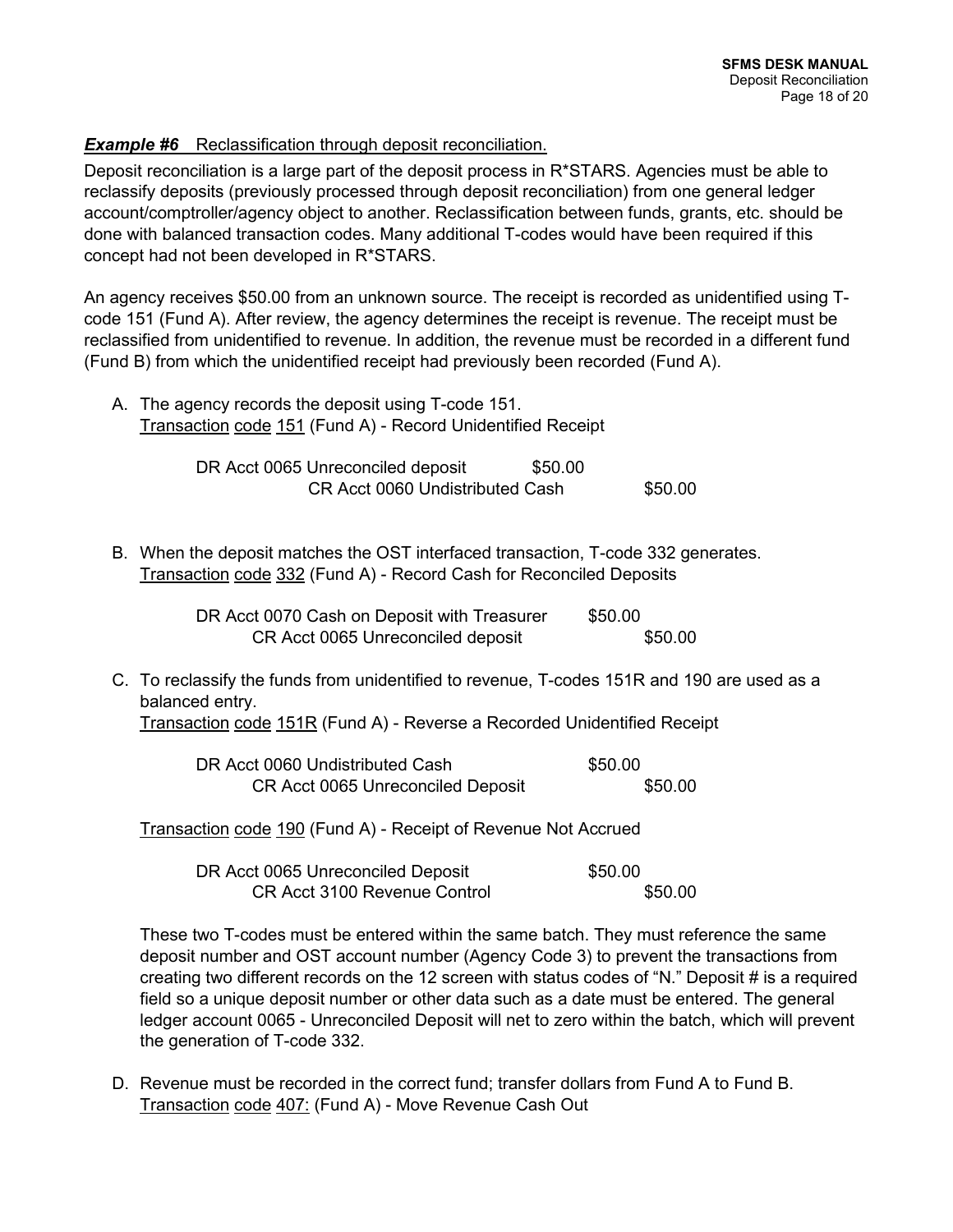***Example #6*** Reclassification through deposit reconciliation.

Deposit reconciliation is a large part of the deposit process in R*STARS. Agencies must be able to reclassify deposits (previously processed through deposit reconciliation) from one general ledger account/comptroller/agency object to another. Reclassification between funds, grants, etc. should be done with balanced transaction codes. Many additional T-codes would have been required if this concept had not been developed in R*STARS.

An agency receives $50.00 from an unknown source. The receipt is recorded as unidentified using T-code 151 (Fund A). After review, the agency determines the receipt is revenue. The receipt must be reclassified from unidentified to revenue. In addition, the revenue must be recorded in a different fund (Fund B) from which the unidentified receipt had previously been recorded (Fund A).

A. The agency records the deposit using T-code 151.
   Transaction code 151 (Fund A) - Record Unidentified Receipt

   | | | |
   |---|---|---|
   | DR Acct 0065 Unreconciled deposit | $50.00 | |
   | CR Acct 0060 Undistributed Cash | | $50.00 |

B. When the deposit matches the OST interfaced transaction, T-code 332 generates.
   Transaction code 332 (Fund A) - Record Cash for Reconciled Deposits

   | | | |
   |---|---|---|
   | DR Acct 0070 Cash on Deposit with Treasurer | $50.00 | |
   | CR Acct 0065 Unreconciled deposit | | $50.00 |

C. To reclassify the funds from unidentified to revenue, T-codes 151R and 190 are used as a balanced entry.
   Transaction code 151R (Fund A) - Reverse a Recorded Unidentified Receipt

   | | | |
   |---|---|---|
   | DR Acct 0060 Undistributed Cash | $50.00 | |
   | CR Acct 0065 Unreconciled Deposit | | $50.00 |

   Transaction code 190 (Fund A) - Receipt of Revenue Not Accrued

   | | | |
   |---|---|---|
   | DR Acct 0065 Unreconciled Deposit | $50.00 | |
   | CR Acct 3100 Revenue Control | | $50.00 |

   These two T-codes must be entered within the same batch. They must reference the same deposit number and OST account number (Agency Code 3) to prevent the transactions from creating two different records on the 12 screen with status codes of "N." Deposit # is a required field so a unique deposit number or other data such as a date must be entered. The general ledger account 0065 - Unreconciled Deposit will net to zero within the batch, which will prevent the generation of T-code 332.

D. Revenue must be recorded in the correct fund; transfer dollars from Fund A to Fund B.
   Transaction code 407: (Fund A) - Move Revenue Cash Out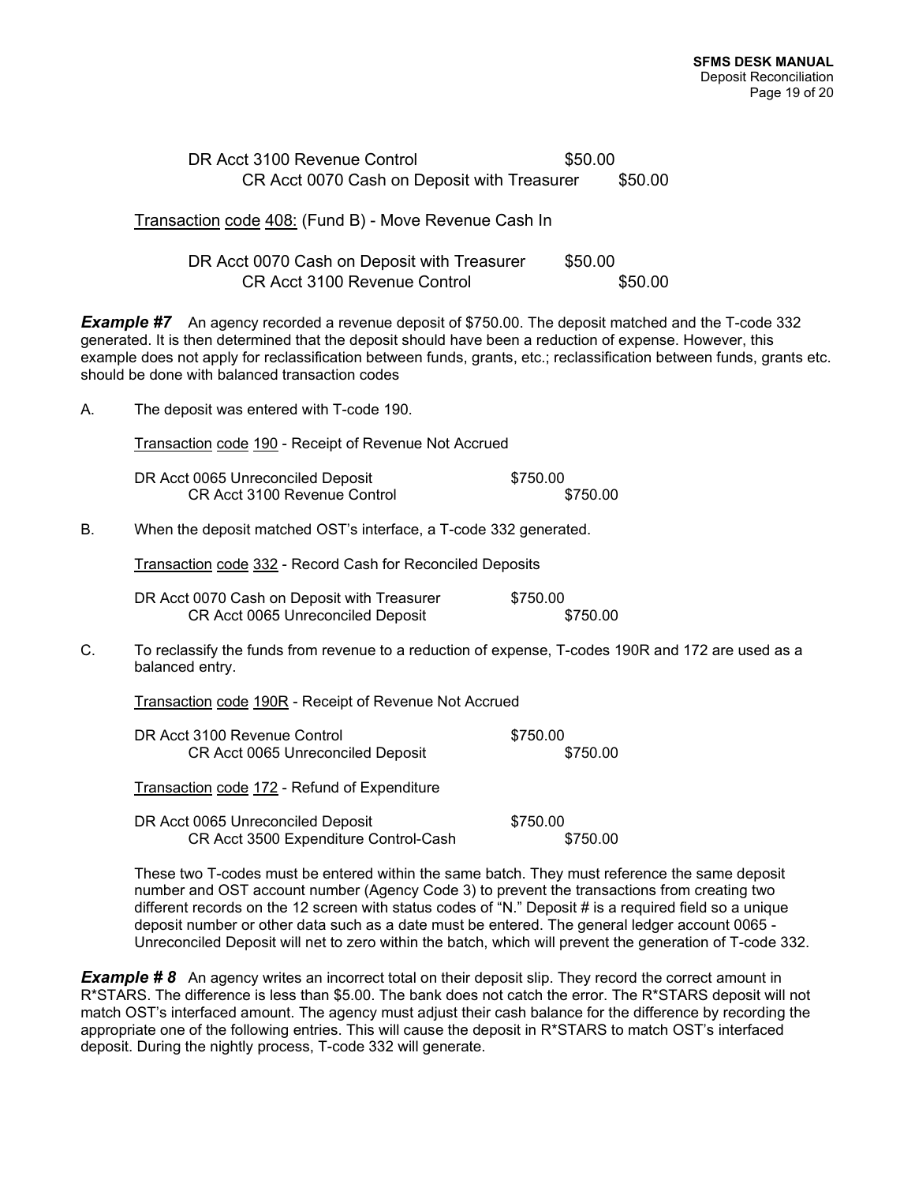DR Acct 3100 Revenue Control $50.00
  CR Acct 0070 Cash on Deposit with Treasurer $50.00

Transaction code 408: (Fund B) - Move Revenue Cash In

DR Acct 0070 Cash on Deposit with Treasurer $50.00
  CR Acct 3100 Revenue Control $50.00

***Example #7*** An agency recorded a revenue deposit of $750.00. The deposit matched and the T-code 332 generated. It is then determined that the deposit should have been a reduction of expense. However, this example does not apply for reclassification between funds, grants, etc.; reclassification between funds, grants etc. should be done with balanced transaction codes

A. The deposit was entered with T-code 190.

Transaction code 190 - Receipt of Revenue Not Accrued

DR Acct 0065 Unreconciled Deposit $750.00
  CR Acct 3100 Revenue Control $750.00

B. When the deposit matched OST's interface, a T-code 332 generated.

Transaction code 332 - Record Cash for Reconciled Deposits

DR Acct 0070 Cash on Deposit with Treasurer $750.00
  CR Acct 0065 Unreconciled Deposit $750.00

C. To reclassify the funds from revenue to a reduction of expense, T-codes 190R and 172 are used as a balanced entry.

Transaction code 190R - Receipt of Revenue Not Accrued

DR Acct 3100 Revenue Control $750.00
  CR Acct 0065 Unreconciled Deposit $750.00

Transaction code 172 - Refund of Expenditure

DR Acct 0065 Unreconciled Deposit $750.00
  CR Acct 3500 Expenditure Control-Cash $750.00

These two T-codes must be entered within the same batch. They must reference the same deposit number and OST account number (Agency Code 3) to prevent the transactions from creating two different records on the 12 screen with status codes of "N." Deposit # is a required field so a unique deposit number or other data such as a date must be entered. The general ledger account 0065 - Unreconciled Deposit will net to zero within the batch, which will prevent the generation of T-code 332.

***Example # 8*** An agency writes an incorrect total on their deposit slip. They record the correct amount in R*STARS. The difference is less than $5.00. The bank does not catch the error. The R*STARS deposit will not match OST's interfaced amount. The agency must adjust their cash balance for the difference by recording the appropriate one of the following entries. This will cause the deposit in R*STARS to match OST's interfaced deposit. During the nightly process, T-code 332 will generate.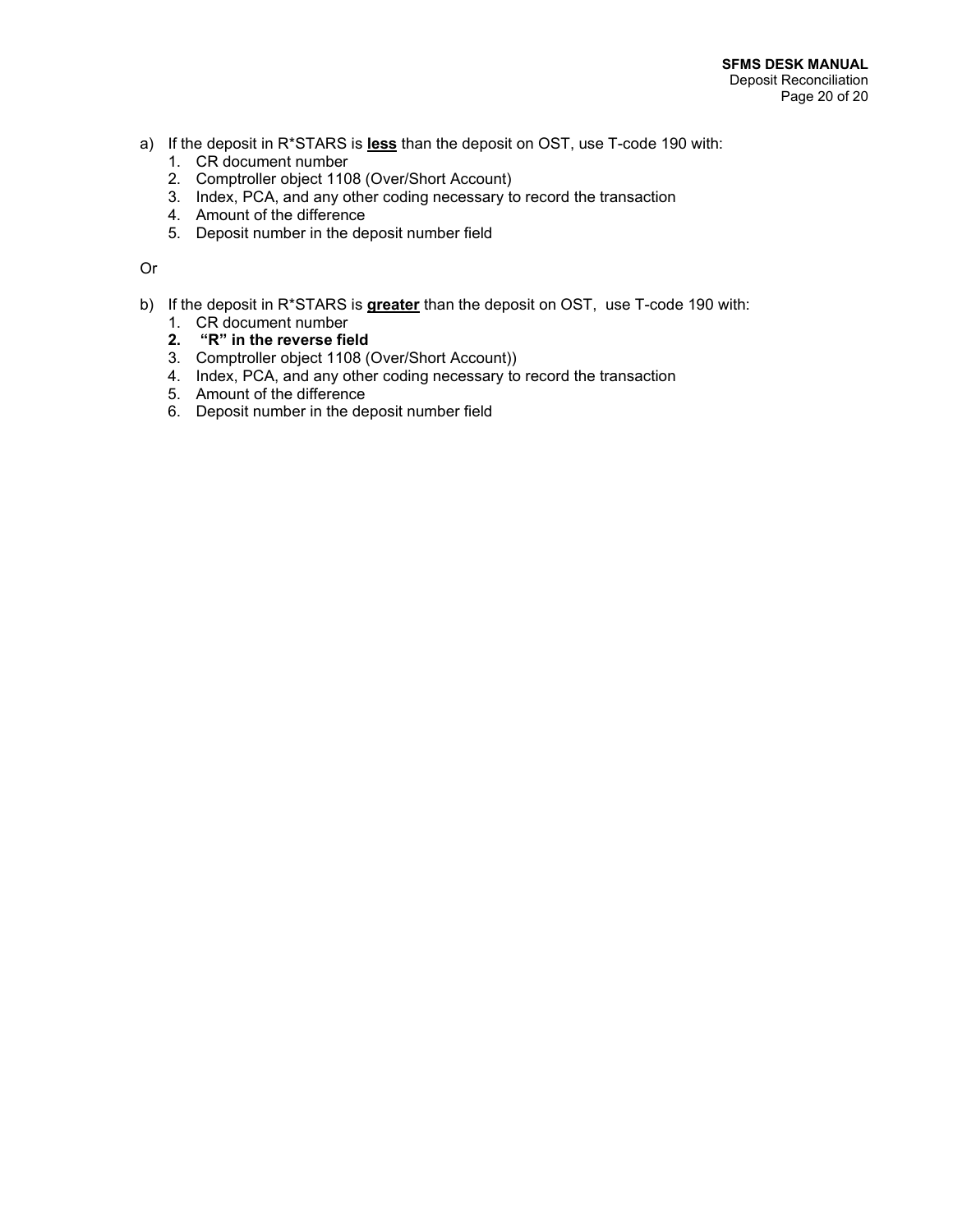a) If the deposit in R*STARS is **<u>less</u>** than the deposit on OST, use T-code 190 with:
   1. CR document number
   2. Comptroller object 1108 (Over/Short Account)
   3. Index, PCA, and any other coding necessary to record the transaction
   4. Amount of the difference
   5. Deposit number in the deposit number field

Or

b) If the deposit in R*STARS is **<u>greater</u>** than the deposit on OST, use T-code 190 with:
   1. CR document number
   2. **"R" in the reverse field**
   3. Comptroller object 1108 (Over/Short Account))
   4. Index, PCA, and any other coding necessary to record the transaction
   5. Amount of the difference
   6. Deposit number in the deposit number field